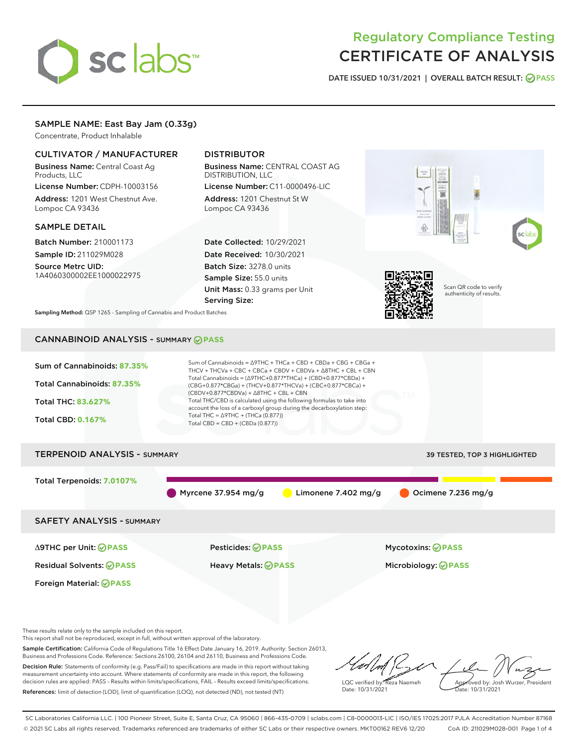# Regulatory Compliance Testing
# CERTIFICATE OF ANALYSIS

DATE ISSUED 10/31/2021 | OVERALL BATCH RESULT: PASS

## SAMPLE NAME: East Bay Jam (0.33g)

Concentrate, Product Inhalable

### CULTIVATOR / MANUFACTURER

**Business Name:** Central Coast Ag Products, LLC

**License Number:** CDPH-10003156

**Address:** 1201 West Chestnut Ave. Lompoc CA 93436

### DISTRIBUTOR

**Business Name:** CENTRAL COAST AG DISTRIBUTION, LLC

**License Number:** C11-0000496-LIC

**Address:** 1201 Chestnut St W Lompoc CA 93436

### SAMPLE DETAIL

**Batch Number:** 210001173

**Sample ID:** 211029M028

**Source Metrc UID:** 1A4060300002EE1000022975

**Date Collected:** 10/29/2021

**Date Received:** 10/30/2021

**Batch Size:** 3278.0 units

**Sample Size:** 55.0 units

**Unit Mass:** 0.33 grams per Unit

**Serving Size:**

Scan QR code to verify authenticity of results.

**Sampling Method:** QSP 1265 - Sampling of Cannabis and Product Batches

## CANNABINOID ANALYSIS - SUMMARY PASS

Sum of Cannabinoids: **87.35%**

Total Cannabinoids: **87.35%**

Total THC: **83.627%**

Total CBD: **0.167%**

Sum of Cannabinoids = Δ9THC + THCa + CBD + CBDa + CBG + CBGa + THCV + THCVa + CBC + CBCa + CBDV + CBDVa + Δ8THC + CBL + CBN

Total Cannabinoids = (Δ9THC+0.877*THCa) + (CBD+0.877*CBDa) + (CBG+0.877*CBGa) + (THCV+0.877*THCVa) + (CBC+0.877*CBCa) + (CBDV+0.877*CBDVa) + Δ8THC + CBL + CBN

Total THC/CBD is calculated using the following formulas to take into account the loss of a carboxyl group during the decarboxylation step:

Total THC = Δ9THC + (THCa (0.877))

Total CBD = CBD + (CBDa (0.877))

## TERPENOID ANALYSIS - SUMMARY

39 TESTED, TOP 3 HIGHLIGHTED

Total Terpenoids: **7.0107%**

Myrcene 37.954 mg/g | Limonene 7.402 mg/g | Ocimene 7.236 mg/g

## SAFETY ANALYSIS - SUMMARY

Δ9THC per Unit: PASS

Pesticides: PASS

Mycotoxins: PASS

Residual Solvents: PASS

Heavy Metals: PASS

Microbiology: PASS

Foreign Material: PASS

These results relate only to the sample included on this report.
This report shall not be reproduced, except in full, without written approval of the laboratory.

**Sample Certification:** California Code of Regulations Title 16 Effect Date January 16, 2019. Authority: Section 26013, Business and Professions Code. Reference: Sections 26100, 26104 and 26110, Business and Professions Code.

**Decision Rule:** Statements of conformity (e.g. Pass/Fail) to specifications are made in this report without taking measurement uncertainty into account. Where statements of conformity are made in this report, the following decision rules are applied: PASS – Results within limits/specifications, FAIL – Results exceed limits/specifications.

**References:** limit of detection (LOD), limit of quantification (LOQ), not detected (ND), not tested (NT)

LQC verified by: Reza Naemeh
Date: 10/31/2021

Approved by: Josh Wurzer, President
Date: 10/31/2021

SC Laboratories California LLC. | 100 Pioneer Street, Suite E, Santa Cruz, CA 95060 | 866-435-0709 | sclabs.com | C8-0000013-LIC | ISO/IES 17025:2017 PJLA Accreditation Number 87168
© 2021 SC Labs all rights reserved. Trademarks referenced are trademarks of either SC Labs or their respective owners. MKT00162 REV6 12/20 CoA ID: 211029M028-001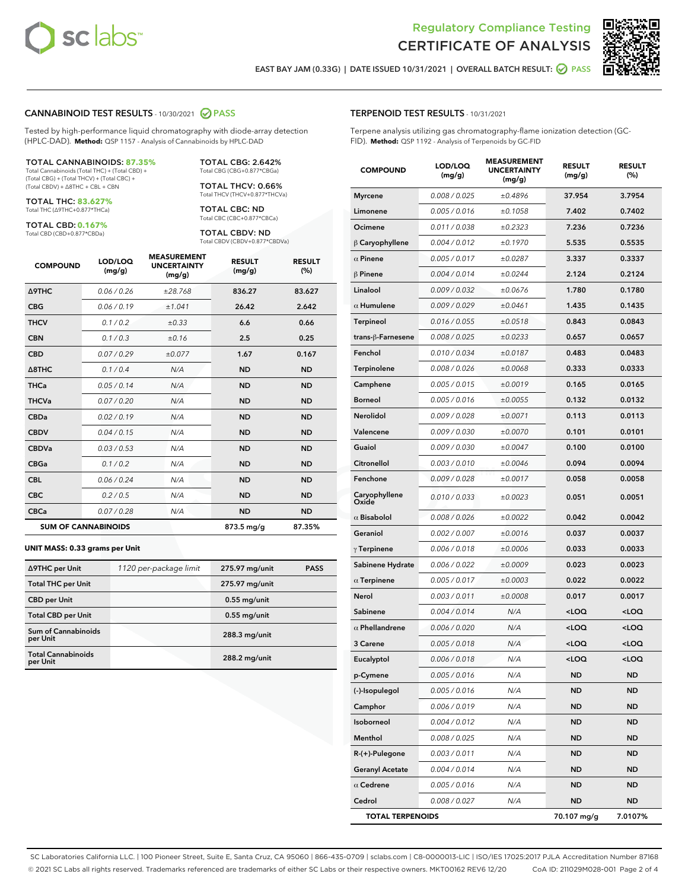# Regulatory Compliance Testing
# CERTIFICATE OF ANALYSIS

EAST BAY JAM (0.33G) | DATE ISSUED 10/31/2021 | OVERALL BATCH RESULT: PASS

## CANNABINOID TEST RESULTS - 10/30/2021 PASS

Tested by high-performance liquid chromatography with diode-array detection (HPLC-DAD). **Method:** QSP 1157 - Analysis of Cannabinoids by HPLC-DAD

**TOTAL CANNABINOIDS: 87.35%**
Total Cannabinoids (Total THC) + (Total CBD) + (Total CBG) + (Total THCV) + (Total CBC) + (Total CBDV) + Δ8THC + CBL + CBN

**TOTAL THC: 83.627%**
Total THC (Δ9THC+0.877*THCa)

**TOTAL CBD: 0.167%**
Total CBD (CBD+0.877*CBDa)

**TOTAL CBG: 2.642%**
Total CBG (CBG+0.877*CBGa)

**TOTAL THCV: 0.66%**
Total THCV (THCV+0.877*THCVa)

**TOTAL CBC: ND**
Total CBC (CBC+0.877*CBCa)

**TOTAL CBDV: ND**
Total CBDV (CBDV+0.877*CBDVa)

| COMPOUND | LOD/LOQ (mg/g) | MEASUREMENT UNCERTAINTY (mg/g) | RESULT (mg/g) | RESULT (%) |
|---|---|---|---|---|
| Δ9THC | 0.06 / 0.26 | ±28.768 | 836.27 | 83.627 |
| CBG | 0.06 / 0.19 | ±1.041 | 26.42 | 2.642 |
| THCV | 0.1 / 0.2 | ±0.33 | 6.6 | 0.66 |
| CBN | 0.1 / 0.3 | ±0.16 | 2.5 | 0.25 |
| CBD | 0.07 / 0.29 | ±0.077 | 1.67 | 0.167 |
| Δ8THC | 0.1 / 0.4 | N/A | ND | ND |
| THCa | 0.05 / 0.14 | N/A | ND | ND |
| THCVa | 0.07 / 0.20 | N/A | ND | ND |
| CBDa | 0.02 / 0.19 | N/A | ND | ND |
| CBDV | 0.04 / 0.15 | N/A | ND | ND |
| CBDVa | 0.03 / 0.53 | N/A | ND | ND |
| CBGa | 0.1 / 0.2 | N/A | ND | ND |
| CBL | 0.06 / 0.24 | N/A | ND | ND |
| CBC | 0.2 / 0.5 | N/A | ND | ND |
| CBCa | 0.07 / 0.28 | N/A | ND | ND |
| **SUM OF CANNABINOIDS** | | | 873.5 mg/g | 87.35% |

**UNIT MASS: 0.33 grams per Unit**

| | | | |
|---|---|---|---|
| Δ9THC per Unit | 1120 per-package limit | 275.97 mg/unit | PASS |
| Total THC per Unit | | 275.97 mg/unit | |
| CBD per Unit | | 0.55 mg/unit | |
| Total CBD per Unit | | 0.55 mg/unit | |
| Sum of Cannabinoids per Unit | | 288.3 mg/unit | |
| Total Cannabinoids per Unit | | 288.2 mg/unit | |

## TERPENOID TEST RESULTS - 10/31/2021

Terpene analysis utilizing gas chromatography-flame ionization detection (GC-FID). **Method:** QSP 1192 - Analysis of Terpenoids by GC-FID

| COMPOUND | LOD/LOQ (mg/g) | MEASUREMENT UNCERTAINTY (mg/g) | RESULT (mg/g) | RESULT (%) |
|---|---|---|---|---|
| Myrcene | 0.008 / 0.025 | ±0.4896 | 37.954 | 3.7954 |
| Limonene | 0.005 / 0.016 | ±0.1058 | 7.402 | 0.7402 |
| Ocimene | 0.011 / 0.038 | ±0.2323 | 7.236 | 0.7236 |
| β Caryophyllene | 0.004 / 0.012 | ±0.1970 | 5.535 | 0.5535 |
| α Pinene | 0.005 / 0.017 | ±0.0287 | 3.337 | 0.3337 |
| β Pinene | 0.004 / 0.014 | ±0.0244 | 2.124 | 0.2124 |
| Linalool | 0.009 / 0.032 | ±0.0676 | 1.780 | 0.1780 |
| α Humulene | 0.009 / 0.029 | ±0.0461 | 1.435 | 0.1435 |
| Terpineol | 0.016 / 0.055 | ±0.0518 | 0.843 | 0.0843 |
| trans-β-Farnesene | 0.008 / 0.025 | ±0.0233 | 0.657 | 0.0657 |
| Fenchol | 0.010 / 0.034 | ±0.0187 | 0.483 | 0.0483 |
| Terpinolene | 0.008 / 0.026 | ±0.0068 | 0.333 | 0.0333 |
| Camphene | 0.005 / 0.015 | ±0.0019 | 0.165 | 0.0165 |
| Borneol | 0.005 / 0.016 | ±0.0055 | 0.132 | 0.0132 |
| Nerolidol | 0.009 / 0.028 | ±0.0071 | 0.113 | 0.0113 |
| Valencene | 0.009 / 0.030 | ±0.0070 | 0.101 | 0.0101 |
| Guaiol | 0.009 / 0.030 | ±0.0047 | 0.100 | 0.0100 |
| Citronellol | 0.003 / 0.010 | ±0.0046 | 0.094 | 0.0094 |
| Fenchone | 0.009 / 0.028 | ±0.0017 | 0.058 | 0.0058 |
| Caryophyllene Oxide | 0.010 / 0.033 | ±0.0023 | 0.051 | 0.0051 |
| α Bisabolol | 0.008 / 0.026 | ±0.0022 | 0.042 | 0.0042 |
| Geraniol | 0.002 / 0.007 | ±0.0016 | 0.037 | 0.0037 |
| γ Terpinene | 0.006 / 0.018 | ±0.0006 | 0.033 | 0.0033 |
| Sabinene Hydrate | 0.006 / 0.022 | ±0.0009 | 0.023 | 0.0023 |
| α Terpinene | 0.005 / 0.017 | ±0.0003 | 0.022 | 0.0022 |
| Nerol | 0.003 / 0.011 | ±0.0008 | 0.017 | 0.0017 |
| Sabinene | 0.004 / 0.014 | N/A | <LOQ | <LOQ |
| α Phellandrene | 0.006 / 0.020 | N/A | <LOQ | <LOQ |
| 3 Carene | 0.005 / 0.018 | N/A | <LOQ | <LOQ |
| Eucalyptol | 0.006 / 0.018 | N/A | <LOQ | <LOQ |
| p-Cymene | 0.005 / 0.016 | N/A | ND | ND |
| (-)-Isopulegol | 0.005 / 0.016 | N/A | ND | ND |
| Camphor | 0.006 / 0.019 | N/A | ND | ND |
| Isoborneol | 0.004 / 0.012 | N/A | ND | ND |
| Menthol | 0.008 / 0.025 | N/A | ND | ND |
| R-(+)-Pulegone | 0.003 / 0.011 | N/A | ND | ND |
| Geranyl Acetate | 0.004 / 0.014 | N/A | ND | ND |
| α Cedrene | 0.005 / 0.016 | N/A | ND | ND |
| Cedrol | 0.008 / 0.027 | N/A | ND | ND |
| **TOTAL TERPENOIDS** | | | 70.107 mg/g | 7.0107% |

SC Laboratories California LLC. | 100 Pioneer Street, Suite E, Santa Cruz, CA 95060 | 866-435-0709 | sclabs.com | C8-0000013-LIC | ISO/IES 17025:2017 PJLA Accreditation Number 87168
© 2021 SC Labs all rights reserved. Trademarks referenced are trademarks of either SC Labs or their respective owners. MKT00162 REV6 12/20 CoA ID: 211029M028-001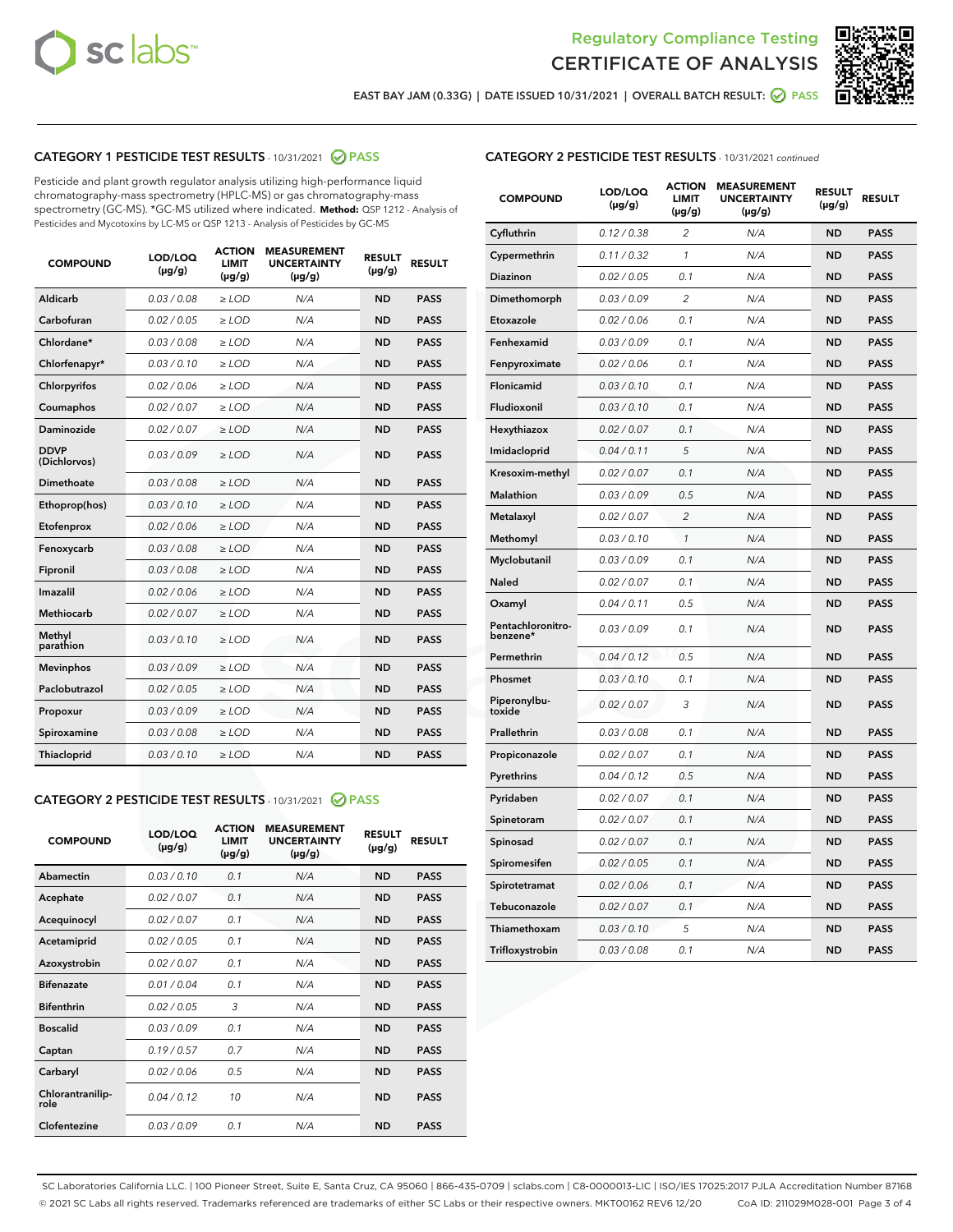Regulatory Compliance Testing
CERTIFICATE OF ANALYSIS

EAST BAY JAM (0.33G) | DATE ISSUED 10/31/2021 | OVERALL BATCH RESULT: PASS

## CATEGORY 1 PESTICIDE TEST RESULTS - 10/31/2021 PASS

Pesticide and plant growth regulator analysis utilizing high-performance liquid chromatography-mass spectrometry (HPLC-MS) or gas chromatography-mass spectrometry (GC-MS). *GC-MS utilized where indicated. **Method:** QSP 1212 - Analysis of Pesticides and Mycotoxins by LC-MS or QSP 1213 - Analysis of Pesticides by GC-MS

| COMPOUND | LOD/LOQ (µg/g) | ACTION LIMIT (µg/g) | MEASUREMENT UNCERTAINTY (µg/g) | RESULT (µg/g) | RESULT |
|---|---|---|---|---|---|
| Aldicarb | 0.03 / 0.08 | ≥ LOD | N/A | ND | PASS |
| Carbofuran | 0.02 / 0.05 | ≥ LOD | N/A | ND | PASS |
| Chlordane* | 0.03 / 0.08 | ≥ LOD | N/A | ND | PASS |
| Chlorfenapyr* | 0.03 / 0.10 | ≥ LOD | N/A | ND | PASS |
| Chlorpyrifos | 0.02 / 0.06 | ≥ LOD | N/A | ND | PASS |
| Coumaphos | 0.02 / 0.07 | ≥ LOD | N/A | ND | PASS |
| Daminozide | 0.02 / 0.07 | ≥ LOD | N/A | ND | PASS |
| DDVP (Dichlorvos) | 0.03 / 0.09 | ≥ LOD | N/A | ND | PASS |
| Dimethoate | 0.03 / 0.08 | ≥ LOD | N/A | ND | PASS |
| Ethoprop(hos) | 0.03 / 0.10 | ≥ LOD | N/A | ND | PASS |
| Etofenprox | 0.02 / 0.06 | ≥ LOD | N/A | ND | PASS |
| Fenoxycarb | 0.03 / 0.08 | ≥ LOD | N/A | ND | PASS |
| Fipronil | 0.03 / 0.08 | ≥ LOD | N/A | ND | PASS |
| Imazalil | 0.02 / 0.06 | ≥ LOD | N/A | ND | PASS |
| Methiocarb | 0.02 / 0.07 | ≥ LOD | N/A | ND | PASS |
| Methyl parathion | 0.03 / 0.10 | ≥ LOD | N/A | ND | PASS |
| Mevinphos | 0.03 / 0.09 | ≥ LOD | N/A | ND | PASS |
| Paclobutrazol | 0.02 / 0.05 | ≥ LOD | N/A | ND | PASS |
| Propoxur | 0.03 / 0.09 | ≥ LOD | N/A | ND | PASS |
| Spiroxamine | 0.03 / 0.08 | ≥ LOD | N/A | ND | PASS |
| Thiacloprid | 0.03 / 0.10 | ≥ LOD | N/A | ND | PASS |

## CATEGORY 2 PESTICIDE TEST RESULTS - 10/31/2021 PASS

| COMPOUND | LOD/LOQ (µg/g) | ACTION LIMIT (µg/g) | MEASUREMENT UNCERTAINTY (µg/g) | RESULT (µg/g) | RESULT |
|---|---|---|---|---|---|
| Abamectin | 0.03 / 0.10 | 0.1 | N/A | ND | PASS |
| Acephate | 0.02 / 0.07 | 0.1 | N/A | ND | PASS |
| Acequinocyl | 0.02 / 0.07 | 0.1 | N/A | ND | PASS |
| Acetamiprid | 0.02 / 0.05 | 0.1 | N/A | ND | PASS |
| Azoxystrobin | 0.02 / 0.07 | 0.1 | N/A | ND | PASS |
| Bifenazate | 0.01 / 0.04 | 0.1 | N/A | ND | PASS |
| Bifenthrin | 0.02 / 0.05 | 3 | N/A | ND | PASS |
| Boscalid | 0.03 / 0.09 | 0.1 | N/A | ND | PASS |
| Captan | 0.19 / 0.57 | 0.7 | N/A | ND | PASS |
| Carbaryl | 0.02 / 0.06 | 0.5 | N/A | ND | PASS |
| Chlorantraniliprole | 0.04 / 0.12 | 10 | N/A | ND | PASS |
| Clofentezine | 0.03 / 0.09 | 0.1 | N/A | ND | PASS |
| Cyfluthrin | 0.12 / 0.38 | 2 | N/A | ND | PASS |
| Cypermethrin | 0.11 / 0.32 | 1 | N/A | ND | PASS |
| Diazinon | 0.02 / 0.05 | 0.1 | N/A | ND | PASS |
| Dimethomorph | 0.03 / 0.09 | 2 | N/A | ND | PASS |
| Etoxazole | 0.02 / 0.06 | 0.1 | N/A | ND | PASS |
| Fenhexamid | 0.03 / 0.09 | 0.1 | N/A | ND | PASS |
| Fenpyroximate | 0.02 / 0.06 | 0.1 | N/A | ND | PASS |
| Flonicamid | 0.03 / 0.10 | 0.1 | N/A | ND | PASS |
| Fludioxonil | 0.03 / 0.10 | 0.1 | N/A | ND | PASS |
| Hexythiazox | 0.02 / 0.07 | 0.1 | N/A | ND | PASS |
| Imidacloprid | 0.04 / 0.11 | 5 | N/A | ND | PASS |
| Kresoxim-methyl | 0.02 / 0.07 | 0.1 | N/A | ND | PASS |
| Malathion | 0.03 / 0.09 | 0.5 | N/A | ND | PASS |
| Metalaxyl | 0.02 / 0.07 | 2 | N/A | ND | PASS |
| Methomyl | 0.03 / 0.10 | 1 | N/A | ND | PASS |
| Myclobutanil | 0.03 / 0.09 | 0.1 | N/A | ND | PASS |
| Naled | 0.02 / 0.07 | 0.1 | N/A | ND | PASS |
| Oxamyl | 0.04 / 0.11 | 0.5 | N/A | ND | PASS |
| Pentachloronitrobenzene* | 0.03 / 0.09 | 0.1 | N/A | ND | PASS |
| Permethrin | 0.04 / 0.12 | 0.5 | N/A | ND | PASS |
| Phosmet | 0.03 / 0.10 | 0.1 | N/A | ND | PASS |
| Piperonylbutoxide | 0.02 / 0.07 | 3 | N/A | ND | PASS |
| Prallethrin | 0.03 / 0.08 | 0.1 | N/A | ND | PASS |
| Propiconazole | 0.02 / 0.07 | 0.1 | N/A | ND | PASS |
| Pyrethrins | 0.04 / 0.12 | 0.5 | N/A | ND | PASS |
| Pyridaben | 0.02 / 0.07 | 0.1 | N/A | ND | PASS |
| Spinetoram | 0.02 / 0.07 | 0.1 | N/A | ND | PASS |
| Spinosad | 0.02 / 0.07 | 0.1 | N/A | ND | PASS |
| Spiromesifen | 0.02 / 0.05 | 0.1 | N/A | ND | PASS |
| Spirotetramat | 0.02 / 0.06 | 0.1 | N/A | ND | PASS |
| Tebuconazole | 0.02 / 0.07 | 0.1 | N/A | ND | PASS |
| Thiamethoxam | 0.03 / 0.10 | 5 | N/A | ND | PASS |
| Trifloxystrobin | 0.03 / 0.08 | 0.1 | N/A | ND | PASS |

SC Laboratories California LLC. | 100 Pioneer Street, Suite E, Santa Cruz, CA 95060 | 866-435-0709 | sclabs.com | C8-0000013-LIC | ISO/IES 17025:2017 PJLA Accreditation Number 87168
© 2021 SC Labs all rights reserved. Trademarks referenced are trademarks of either SC Labs or their respective owners. MKT00162 REV6 12/20 CoA ID: 211029M028-001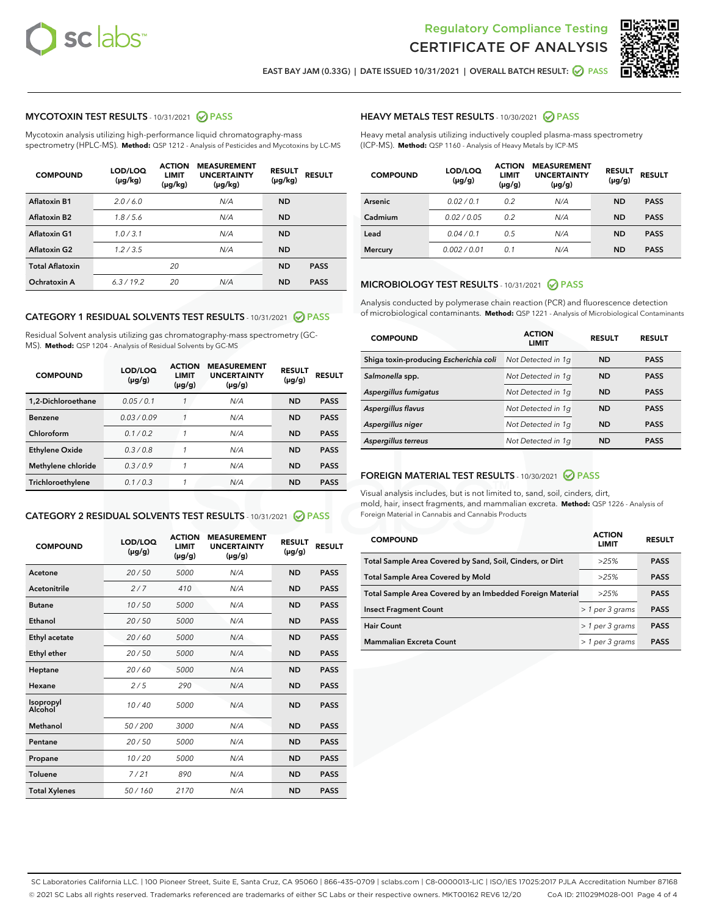# Regulatory Compliance Testing
# CERTIFICATE OF ANALYSIS

EAST BAY JAM (0.33G) | DATE ISSUED 10/31/2021 | OVERALL BATCH RESULT: PASS

## MYCOTOXIN TEST RESULTS - 10/31/2021 PASS

Mycotoxin analysis utilizing high-performance liquid chromatography-mass spectrometry (HPLC-MS). **Method:** QSP 1212 - Analysis of Pesticides and Mycotoxins by LC-MS

| COMPOUND | LOD/LOQ (µg/kg) | ACTION LIMIT (µg/kg) | MEASUREMENT UNCERTAINTY (µg/kg) | RESULT (µg/kg) | RESULT |
|---|---|---|---|---|---|
| Aflatoxin B1 | 2.0 / 6.0 | | N/A | ND | |
| Aflatoxin B2 | 1.8 / 5.6 | | N/A | ND | |
| Aflatoxin G1 | 1.0 / 3.1 | | N/A | ND | |
| Aflatoxin G2 | 1.2 / 3.5 | | N/A | ND | |
| Total Aflatoxin | | 20 | | ND | PASS |
| Ochratoxin A | 6.3 / 19.2 | 20 | N/A | ND | PASS |

## CATEGORY 1 RESIDUAL SOLVENTS TEST RESULTS - 10/31/2021 PASS

Residual Solvent analysis utilizing gas chromatography-mass spectrometry (GC-MS). **Method:** QSP 1204 - Analysis of Residual Solvents by GC-MS

| COMPOUND | LOD/LOQ (µg/g) | ACTION LIMIT (µg/g) | MEASUREMENT UNCERTAINTY (µg/g) | RESULT (µg/g) | RESULT |
|---|---|---|---|---|---|
| 1,2-Dichloroethane | 0.05 / 0.1 | 1 | N/A | ND | PASS |
| Benzene | 0.03 / 0.09 | 1 | N/A | ND | PASS |
| Chloroform | 0.1 / 0.2 | 1 | N/A | ND | PASS |
| Ethylene Oxide | 0.3 / 0.8 | 1 | N/A | ND | PASS |
| Methylene chloride | 0.3 / 0.9 | 1 | N/A | ND | PASS |
| Trichloroethylene | 0.1 / 0.3 | 1 | N/A | ND | PASS |

## CATEGORY 2 RESIDUAL SOLVENTS TEST RESULTS - 10/31/2021 PASS

| COMPOUND | LOD/LOQ (µg/g) | ACTION LIMIT (µg/g) | MEASUREMENT UNCERTAINTY (µg/g) | RESULT (µg/g) | RESULT |
|---|---|---|---|---|---|
| Acetone | 20 / 50 | 5000 | N/A | ND | PASS |
| Acetonitrile | 2 / 7 | 410 | N/A | ND | PASS |
| Butane | 10 / 50 | 5000 | N/A | ND | PASS |
| Ethanol | 20 / 50 | 5000 | N/A | ND | PASS |
| Ethyl acetate | 20 / 60 | 5000 | N/A | ND | PASS |
| Ethyl ether | 20 / 50 | 5000 | N/A | ND | PASS |
| Heptane | 20 / 60 | 5000 | N/A | ND | PASS |
| Hexane | 2 / 5 | 290 | N/A | ND | PASS |
| Isopropyl Alcohol | 10 / 40 | 5000 | N/A | ND | PASS |
| Methanol | 50 / 200 | 3000 | N/A | ND | PASS |
| Pentane | 20 / 50 | 5000 | N/A | ND | PASS |
| Propane | 10 / 20 | 5000 | N/A | ND | PASS |
| Toluene | 7 / 21 | 890 | N/A | ND | PASS |
| Total Xylenes | 50 / 160 | 2170 | N/A | ND | PASS |

## HEAVY METALS TEST RESULTS - 10/30/2021 PASS

Heavy metal analysis utilizing inductively coupled plasma-mass spectrometry (ICP-MS). **Method:** QSP 1160 - Analysis of Heavy Metals by ICP-MS

| COMPOUND | LOD/LOQ (µg/g) | ACTION LIMIT (µg/g) | MEASUREMENT UNCERTAINTY (µg/g) | RESULT (µg/g) | RESULT |
|---|---|---|---|---|---|
| Arsenic | 0.02 / 0.1 | 0.2 | N/A | ND | PASS |
| Cadmium | 0.02 / 0.05 | 0.2 | N/A | ND | PASS |
| Lead | 0.04 / 0.1 | 0.5 | N/A | ND | PASS |
| Mercury | 0.002 / 0.01 | 0.1 | N/A | ND | PASS |

## MICROBIOLOGY TEST RESULTS - 10/31/2021 PASS

Analysis conducted by polymerase chain reaction (PCR) and fluorescence detection of microbiological contaminants. **Method:** QSP 1221 - Analysis of Microbiological Contaminants

| COMPOUND | ACTION LIMIT | RESULT | RESULT |
|---|---|---|---|
| Shiga toxin-producing *Escherichia coli* | Not Detected in 1g | ND | PASS |
| *Salmonella* spp. | Not Detected in 1g | ND | PASS |
| *Aspergillus fumigatus* | Not Detected in 1g | ND | PASS |
| *Aspergillus flavus* | Not Detected in 1g | ND | PASS |
| *Aspergillus niger* | Not Detected in 1g | ND | PASS |
| *Aspergillus terreus* | Not Detected in 1g | ND | PASS |

## FOREIGN MATERIAL TEST RESULTS - 10/30/2021 PASS

Visual analysis includes, but is not limited to, sand, soil, cinders, dirt, mold, hair, insect fragments, and mammalian excreta. **Method:** QSP 1226 - Analysis of Foreign Material in Cannabis and Cannabis Products

| COMPOUND | ACTION LIMIT | RESULT |
|---|---|---|
| Total Sample Area Covered by Sand, Soil, Cinders, or Dirt | >25% | PASS |
| Total Sample Area Covered by Mold | >25% | PASS |
| Total Sample Area Covered by an Imbedded Foreign Material | >25% | PASS |
| Insect Fragment Count | > 1 per 3 grams | PASS |
| Hair Count | > 1 per 3 grams | PASS |
| Mammalian Excreta Count | > 1 per 3 grams | PASS |

SC Laboratories California LLC. | 100 Pioneer Street, Suite E, Santa Cruz, CA 95060 | 866-435-0709 | sclabs.com | C8-0000013-LIC | ISO/IES 17025:2017 PJLA Accreditation Number 87168
© 2021 SC Labs all rights reserved. Trademarks referenced are trademarks of either SC Labs or their respective owners. MKT00162 REV6 12/20 CoA ID: 211029M028-001